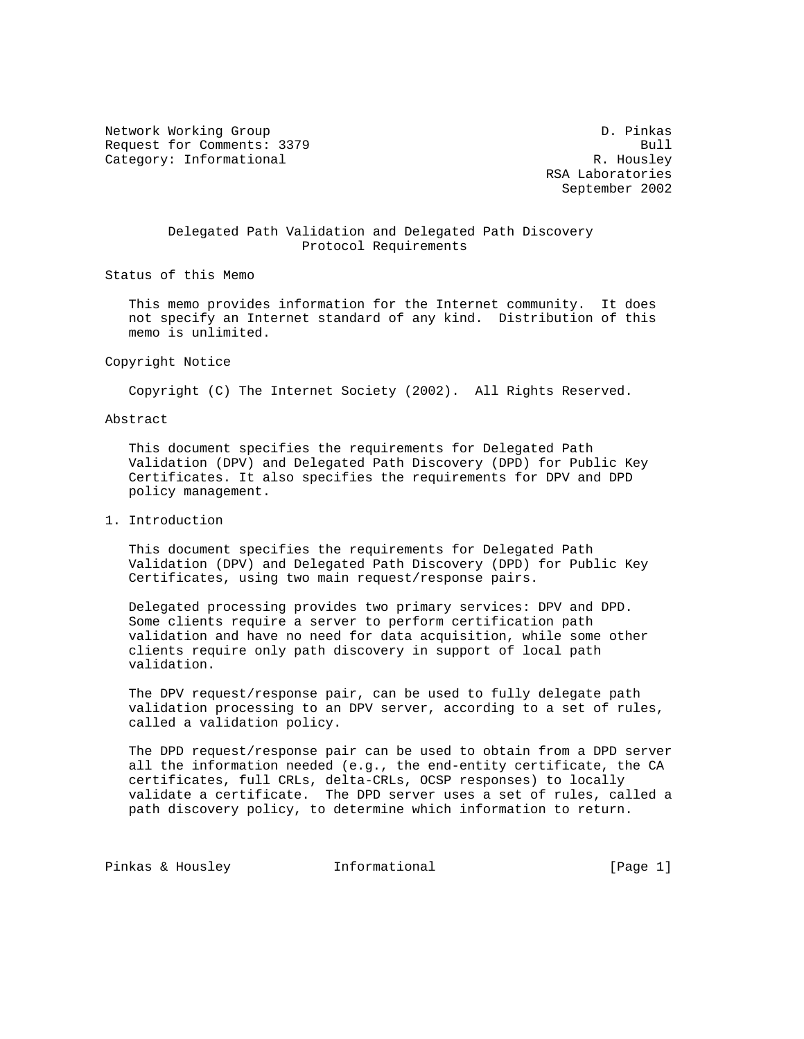Network Working Group D. Pinkas
Request for Comments: 3379 Bull
Category: Informational R. Housley
RSA Laboratories
September 2002

# Delegated Path Validation and Delegated Path Discovery Protocol Requirements

## Status of this Memo

This memo provides information for the Internet community. It does not specify an Internet standard of any kind. Distribution of this memo is unlimited.

## Copyright Notice

Copyright (C) The Internet Society (2002). All Rights Reserved.

## Abstract

This document specifies the requirements for Delegated Path Validation (DPV) and Delegated Path Discovery (DPD) for Public Key Certificates. It also specifies the requirements for DPV and DPD policy management.

## 1. Introduction

This document specifies the requirements for Delegated Path Validation (DPV) and Delegated Path Discovery (DPD) for Public Key Certificates, using two main request/response pairs.

Delegated processing provides two primary services: DPV and DPD. Some clients require a server to perform certification path validation and have no need for data acquisition, while some other clients require only path discovery in support of local path validation.

The DPV request/response pair, can be used to fully delegate path validation processing to an DPV server, according to a set of rules, called a validation policy.

The DPD request/response pair can be used to obtain from a DPD server all the information needed (e.g., the end-entity certificate, the CA certificates, full CRLs, delta-CRLs, OCSP responses) to locally validate a certificate. The DPD server uses a set of rules, called a path discovery policy, to determine which information to return.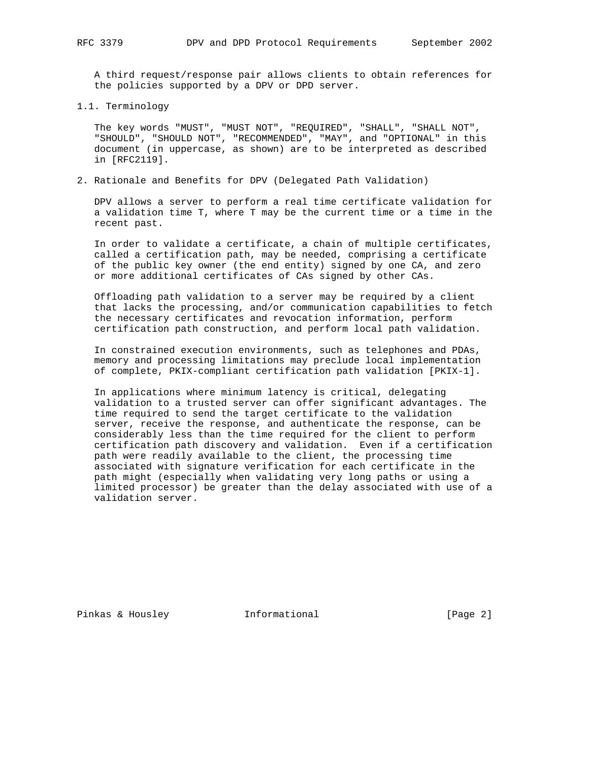A third request/response pair allows clients to obtain references for the policies supported by a DPV or DPD server.

## 1.1. Terminology

The key words "MUST", "MUST NOT", "REQUIRED", "SHALL", "SHALL NOT", "SHOULD", "SHOULD NOT", "RECOMMENDED", "MAY", and "OPTIONAL" in this document (in uppercase, as shown) are to be interpreted as described in [RFC2119].

# 2. Rationale and Benefits for DPV (Delegated Path Validation)

DPV allows a server to perform a real time certificate validation for a validation time T, where T may be the current time or a time in the recent past.

In order to validate a certificate, a chain of multiple certificates, called a certification path, may be needed, comprising a certificate of the public key owner (the end entity) signed by one CA, and zero or more additional certificates of CAs signed by other CAs.

Offloading path validation to a server may be required by a client that lacks the processing, and/or communication capabilities to fetch the necessary certificates and revocation information, perform certification path construction, and perform local path validation.

In constrained execution environments, such as telephones and PDAs, memory and processing limitations may preclude local implementation of complete, PKIX-compliant certification path validation [PKIX-1].

In applications where minimum latency is critical, delegating validation to a trusted server can offer significant advantages. The time required to send the target certificate to the validation server, receive the response, and authenticate the response, can be considerably less than the time required for the client to perform certification path discovery and validation. Even if a certification path were readily available to the client, the processing time associated with signature verification for each certificate in the path might (especially when validating very long paths or using a limited processor) be greater than the delay associated with use of a validation server.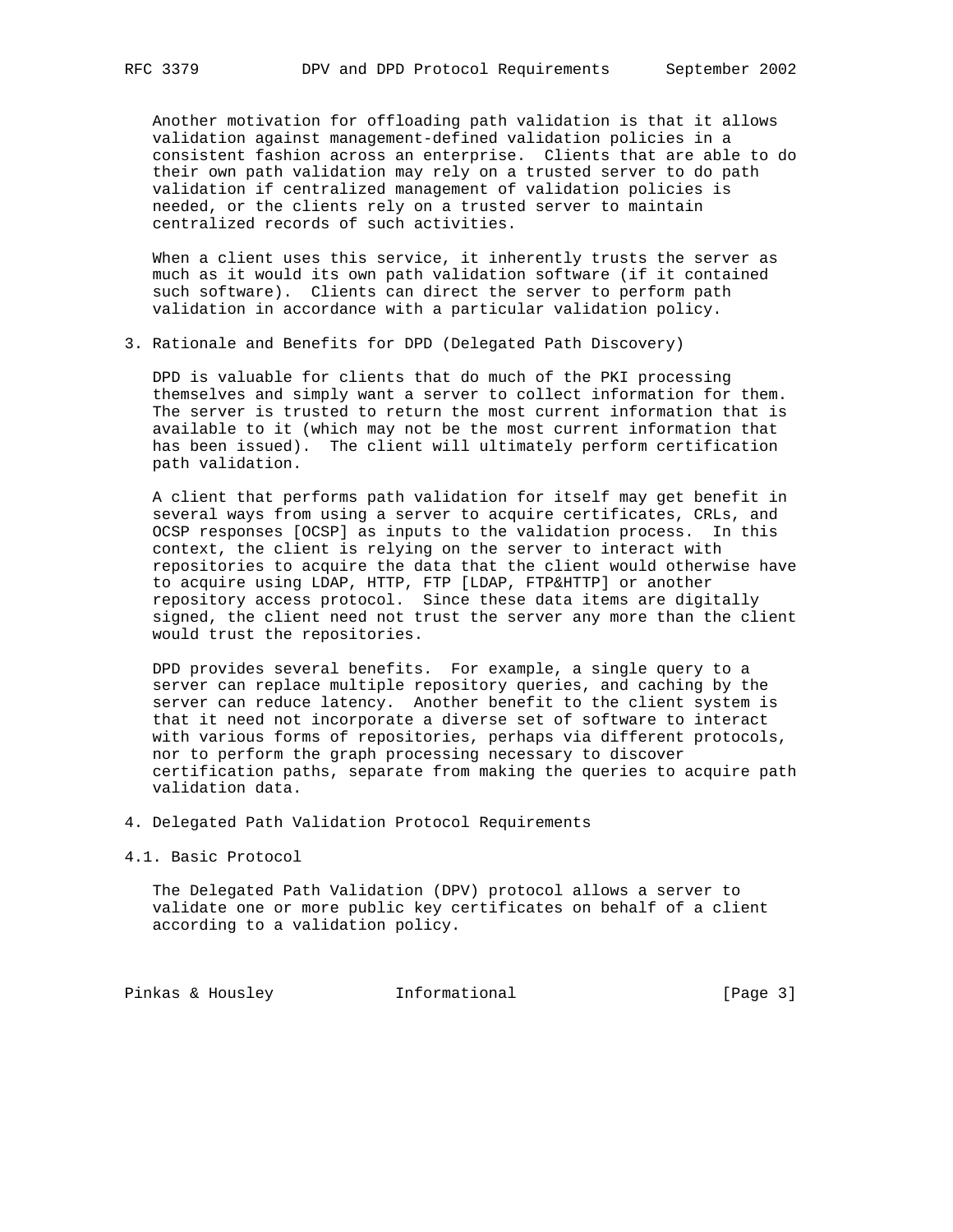Another motivation for offloading path validation is that it allows validation against management-defined validation policies in a consistent fashion across an enterprise. Clients that are able to do their own path validation may rely on a trusted server to do path validation if centralized management of validation policies is needed, or the clients rely on a trusted server to maintain centralized records of such activities.

When a client uses this service, it inherently trusts the server as much as it would its own path validation software (if it contained such software). Clients can direct the server to perform path validation in accordance with a particular validation policy.

## 3. Rationale and Benefits for DPD (Delegated Path Discovery)

DPD is valuable for clients that do much of the PKI processing themselves and simply want a server to collect information for them. The server is trusted to return the most current information that is available to it (which may not be the most current information that has been issued). The client will ultimately perform certification path validation.

A client that performs path validation for itself may get benefit in several ways from using a server to acquire certificates, CRLs, and OCSP responses [OCSP] as inputs to the validation process. In this context, the client is relying on the server to interact with repositories to acquire the data that the client would otherwise have to acquire using LDAP, HTTP, FTP [LDAP, FTP&HTTP] or another repository access protocol. Since these data items are digitally signed, the client need not trust the server any more than the client would trust the repositories.

DPD provides several benefits. For example, a single query to a server can replace multiple repository queries, and caching by the server can reduce latency. Another benefit to the client system is that it need not incorporate a diverse set of software to interact with various forms of repositories, perhaps via different protocols, nor to perform the graph processing necessary to discover certification paths, separate from making the queries to acquire path validation data.

## 4. Delegated Path Validation Protocol Requirements

### 4.1. Basic Protocol

The Delegated Path Validation (DPV) protocol allows a server to validate one or more public key certificates on behalf of a client according to a validation policy.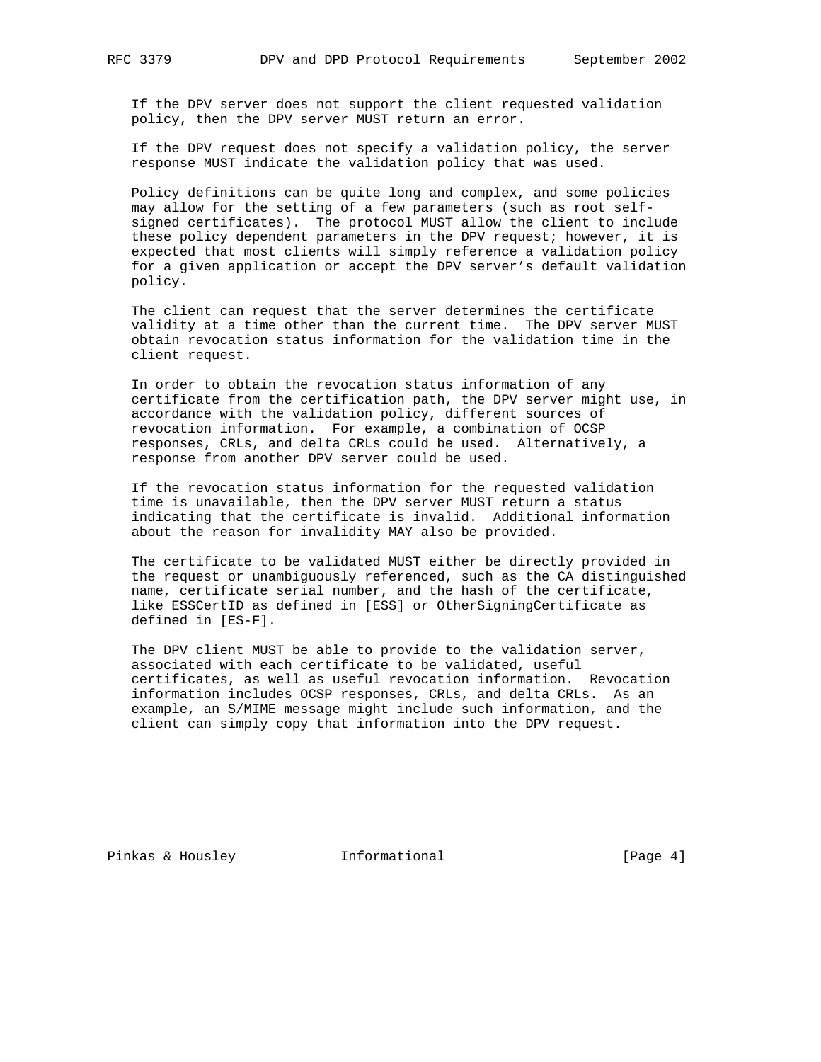If the DPV server does not support the client requested validation policy, then the DPV server MUST return an error.

If the DPV request does not specify a validation policy, the server response MUST indicate the validation policy that was used.

Policy definitions can be quite long and complex, and some policies may allow for the setting of a few parameters (such as root self-signed certificates). The protocol MUST allow the client to include these policy dependent parameters in the DPV request; however, it is expected that most clients will simply reference a validation policy for a given application or accept the DPV server's default validation policy.

The client can request that the server determines the certificate validity at a time other than the current time. The DPV server MUST obtain revocation status information for the validation time in the client request.

In order to obtain the revocation status information of any certificate from the certification path, the DPV server might use, in accordance with the validation policy, different sources of revocation information. For example, a combination of OCSP responses, CRLs, and delta CRLs could be used. Alternatively, a response from another DPV server could be used.

If the revocation status information for the requested validation time is unavailable, then the DPV server MUST return a status indicating that the certificate is invalid. Additional information about the reason for invalidity MAY also be provided.

The certificate to be validated MUST either be directly provided in the request or unambiguously referenced, such as the CA distinguished name, certificate serial number, and the hash of the certificate, like ESSCertID as defined in [ESS] or OtherSigningCertificate as defined in [ES-F].

The DPV client MUST be able to provide to the validation server, associated with each certificate to be validated, useful certificates, as well as useful revocation information. Revocation information includes OCSP responses, CRLs, and delta CRLs. As an example, an S/MIME message might include such information, and the client can simply copy that information into the DPV request.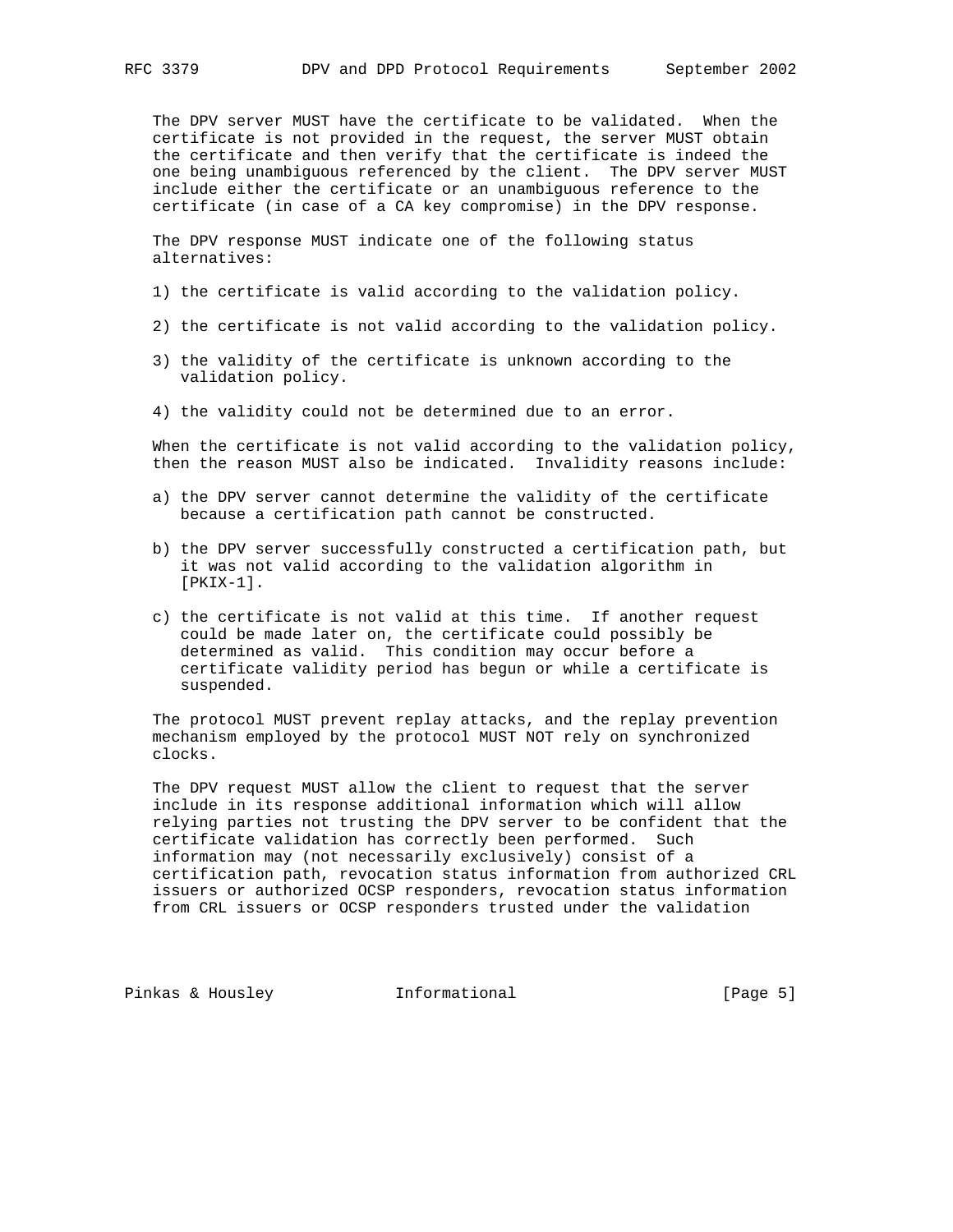The DPV server MUST have the certificate to be validated. When the certificate is not provided in the request, the server MUST obtain the certificate and then verify that the certificate is indeed the one being unambiguous referenced by the client. The DPV server MUST include either the certificate or an unambiguous reference to the certificate (in case of a CA key compromise) in the DPV response.

The DPV response MUST indicate one of the following status alternatives:

1) the certificate is valid according to the validation policy.

2) the certificate is not valid according to the validation policy.

3) the validity of the certificate is unknown according to the validation policy.

4) the validity could not be determined due to an error.

When the certificate is not valid according to the validation policy, then the reason MUST also be indicated. Invalidity reasons include:

a) the DPV server cannot determine the validity of the certificate because a certification path cannot be constructed.

b) the DPV server successfully constructed a certification path, but it was not valid according to the validation algorithm in [PKIX-1].

c) the certificate is not valid at this time. If another request could be made later on, the certificate could possibly be determined as valid. This condition may occur before a certificate validity period has begun or while a certificate is suspended.

The protocol MUST prevent replay attacks, and the replay prevention mechanism employed by the protocol MUST NOT rely on synchronized clocks.

The DPV request MUST allow the client to request that the server include in its response additional information which will allow relying parties not trusting the DPV server to be confident that the certificate validation has correctly been performed. Such information may (not necessarily exclusively) consist of a certification path, revocation status information from authorized CRL issuers or authorized OCSP responders, revocation status information from CRL issuers or OCSP responders trusted under the validation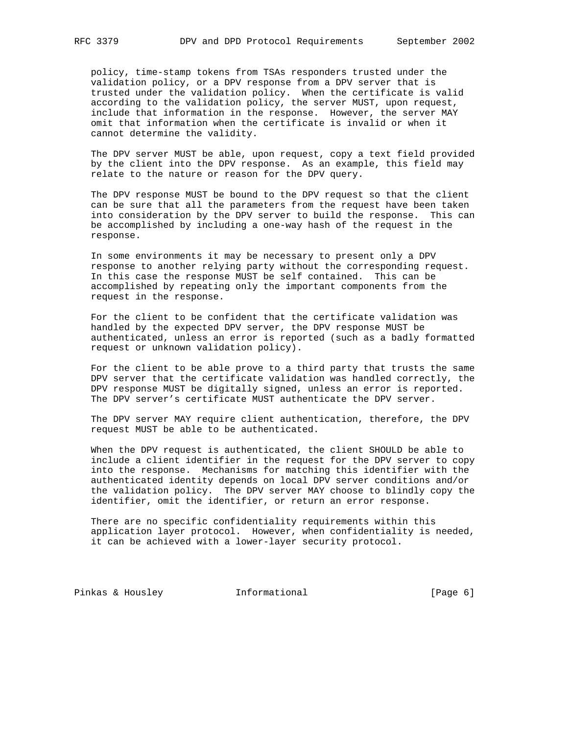policy, time-stamp tokens from TSAs responders trusted under the validation policy, or a DPV response from a DPV server that is trusted under the validation policy. When the certificate is valid according to the validation policy, the server MUST, upon request, include that information in the response. However, the server MAY omit that information when the certificate is invalid or when it cannot determine the validity.

The DPV server MUST be able, upon request, copy a text field provided by the client into the DPV response. As an example, this field may relate to the nature or reason for the DPV query.

The DPV response MUST be bound to the DPV request so that the client can be sure that all the parameters from the request have been taken into consideration by the DPV server to build the response. This can be accomplished by including a one-way hash of the request in the response.

In some environments it may be necessary to present only a DPV response to another relying party without the corresponding request. In this case the response MUST be self contained. This can be accomplished by repeating only the important components from the request in the response.

For the client to be confident that the certificate validation was handled by the expected DPV server, the DPV response MUST be authenticated, unless an error is reported (such as a badly formatted request or unknown validation policy).

For the client to be able prove to a third party that trusts the same DPV server that the certificate validation was handled correctly, the DPV response MUST be digitally signed, unless an error is reported. The DPV server's certificate MUST authenticate the DPV server.

The DPV server MAY require client authentication, therefore, the DPV request MUST be able to be authenticated.

When the DPV request is authenticated, the client SHOULD be able to include a client identifier in the request for the DPV server to copy into the response. Mechanisms for matching this identifier with the authenticated identity depends on local DPV server conditions and/or the validation policy. The DPV server MAY choose to blindly copy the identifier, omit the identifier, or return an error response.

There are no specific confidentiality requirements within this application layer protocol. However, when confidentiality is needed, it can be achieved with a lower-layer security protocol.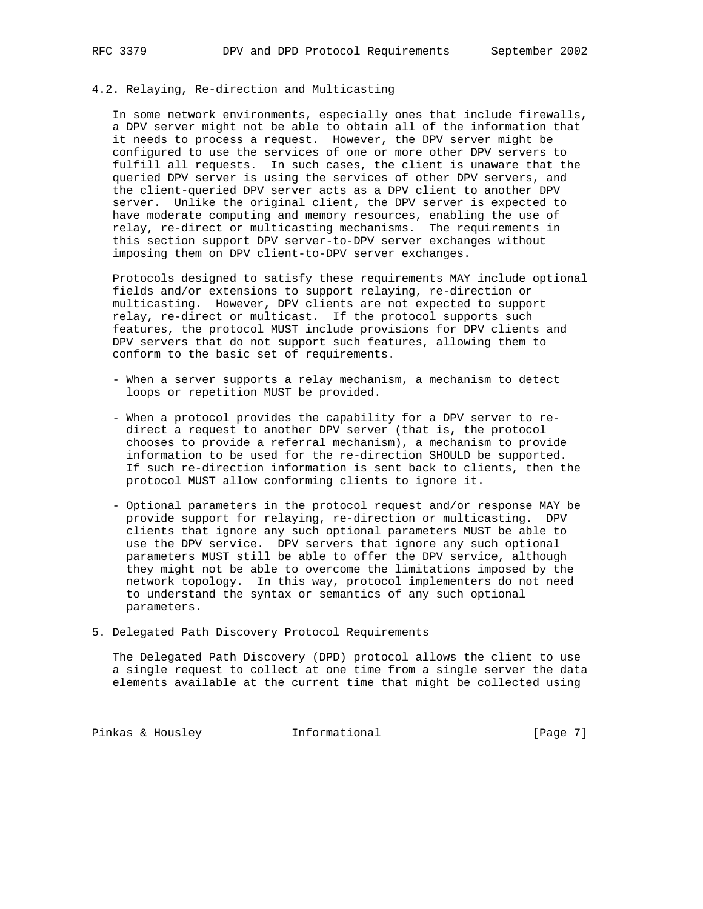### 4.2. Relaying, Re-direction and Multicasting

In some network environments, especially ones that include firewalls, a DPV server might not be able to obtain all of the information that it needs to process a request. However, the DPV server might be configured to use the services of one or more other DPV servers to fulfill all requests. In such cases, the client is unaware that the queried DPV server is using the services of other DPV servers, and the client-queried DPV server acts as a DPV client to another DPV server. Unlike the original client, the DPV server is expected to have moderate computing and memory resources, enabling the use of relay, re-direct or multicasting mechanisms. The requirements in this section support DPV server-to-DPV server exchanges without imposing them on DPV client-to-DPV server exchanges.

Protocols designed to satisfy these requirements MAY include optional fields and/or extensions to support relaying, re-direction or multicasting. However, DPV clients are not expected to support relay, re-direct or multicast. If the protocol supports such features, the protocol MUST include provisions for DPV clients and DPV servers that do not support such features, allowing them to conform to the basic set of requirements.

- When a server supports a relay mechanism, a mechanism to detect loops or repetition MUST be provided.

- When a protocol provides the capability for a DPV server to re-direct a request to another DPV server (that is, the protocol chooses to provide a referral mechanism), a mechanism to provide information to be used for the re-direction SHOULD be supported. If such re-direction information is sent back to clients, then the protocol MUST allow conforming clients to ignore it.

- Optional parameters in the protocol request and/or response MAY be provide support for relaying, re-direction or multicasting. DPV clients that ignore any such optional parameters MUST be able to use the DPV service. DPV servers that ignore any such optional parameters MUST still be able to offer the DPV service, although they might not be able to overcome the limitations imposed by the network topology. In this way, protocol implementers do not need to understand the syntax or semantics of any such optional parameters.

## 5. Delegated Path Discovery Protocol Requirements

The Delegated Path Discovery (DPD) protocol allows the client to use a single request to collect at one time from a single server the data elements available at the current time that might be collected using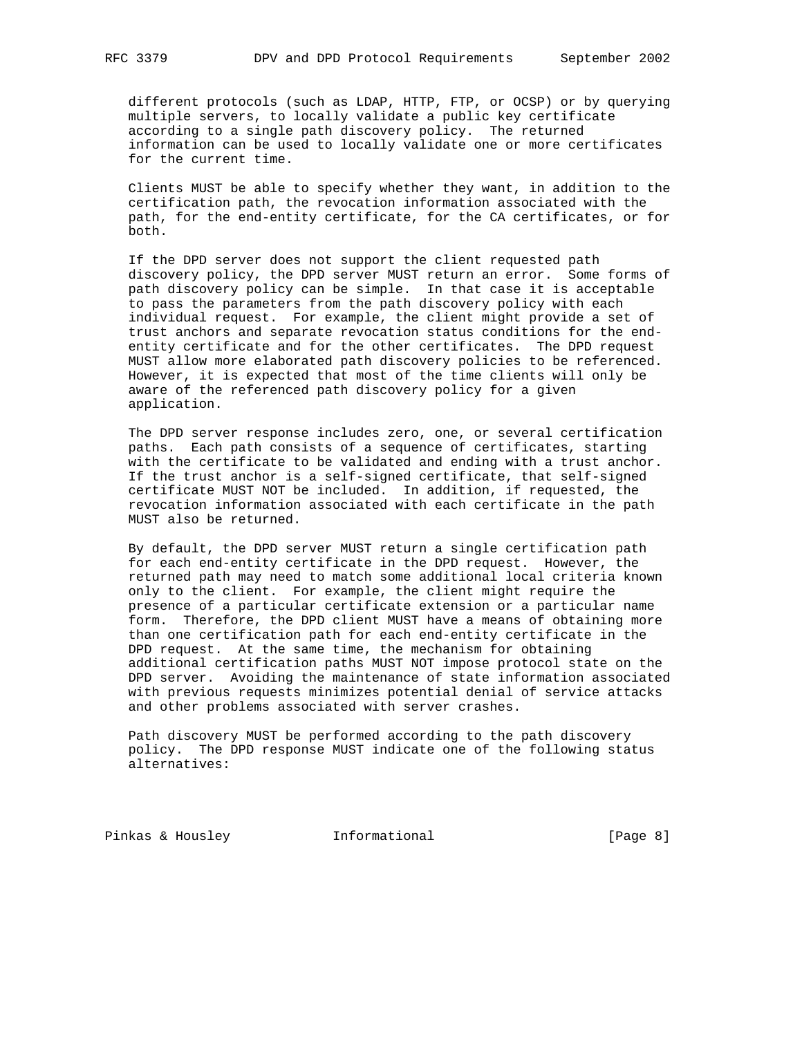different protocols (such as LDAP, HTTP, FTP, or OCSP) or by querying multiple servers, to locally validate a public key certificate according to a single path discovery policy. The returned information can be used to locally validate one or more certificates for the current time.

Clients MUST be able to specify whether they want, in addition to the certification path, the revocation information associated with the path, for the end-entity certificate, for the CA certificates, or for both.

If the DPD server does not support the client requested path discovery policy, the DPD server MUST return an error. Some forms of path discovery policy can be simple. In that case it is acceptable to pass the parameters from the path discovery policy with each individual request. For example, the client might provide a set of trust anchors and separate revocation status conditions for the end-entity certificate and for the other certificates. The DPD request MUST allow more elaborated path discovery policies to be referenced. However, it is expected that most of the time clients will only be aware of the referenced path discovery policy for a given application.

The DPD server response includes zero, one, or several certification paths. Each path consists of a sequence of certificates, starting with the certificate to be validated and ending with a trust anchor. If the trust anchor is a self-signed certificate, that self-signed certificate MUST NOT be included. In addition, if requested, the revocation information associated with each certificate in the path MUST also be returned.

By default, the DPD server MUST return a single certification path for each end-entity certificate in the DPD request. However, the returned path may need to match some additional local criteria known only to the client. For example, the client might require the presence of a particular certificate extension or a particular name form. Therefore, the DPD client MUST have a means of obtaining more than one certification path for each end-entity certificate in the DPD request. At the same time, the mechanism for obtaining additional certification paths MUST NOT impose protocol state on the DPD server. Avoiding the maintenance of state information associated with previous requests minimizes potential denial of service attacks and other problems associated with server crashes.

Path discovery MUST be performed according to the path discovery policy. The DPD response MUST indicate one of the following status alternatives: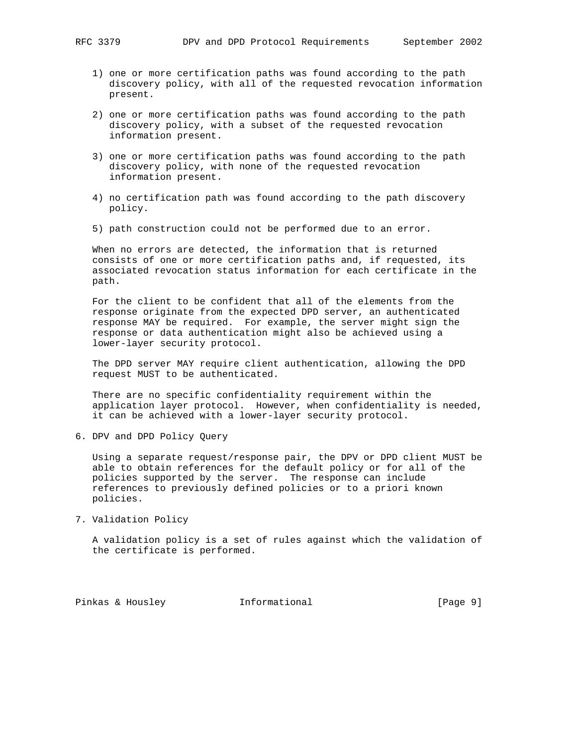1) one or more certification paths was found according to the path discovery policy, with all of the requested revocation information present.

2) one or more certification paths was found according to the path discovery policy, with a subset of the requested revocation information present.

3) one or more certification paths was found according to the path discovery policy, with none of the requested revocation information present.

4) no certification path was found according to the path discovery policy.

5) path construction could not be performed due to an error.

When no errors are detected, the information that is returned consists of one or more certification paths and, if requested, its associated revocation status information for each certificate in the path.

For the client to be confident that all of the elements from the response originate from the expected DPD server, an authenticated response MAY be required. For example, the server might sign the response or data authentication might also be achieved using a lower-layer security protocol.

The DPD server MAY require client authentication, allowing the DPD request MUST to be authenticated.

There are no specific confidentiality requirement within the application layer protocol. However, when confidentiality is needed, it can be achieved with a lower-layer security protocol.

## 6. DPV and DPD Policy Query

Using a separate request/response pair, the DPV or DPD client MUST be able to obtain references for the default policy or for all of the policies supported by the server. The response can include references to previously defined policies or to a priori known policies.

## 7. Validation Policy

A validation policy is a set of rules against which the validation of the certificate is performed.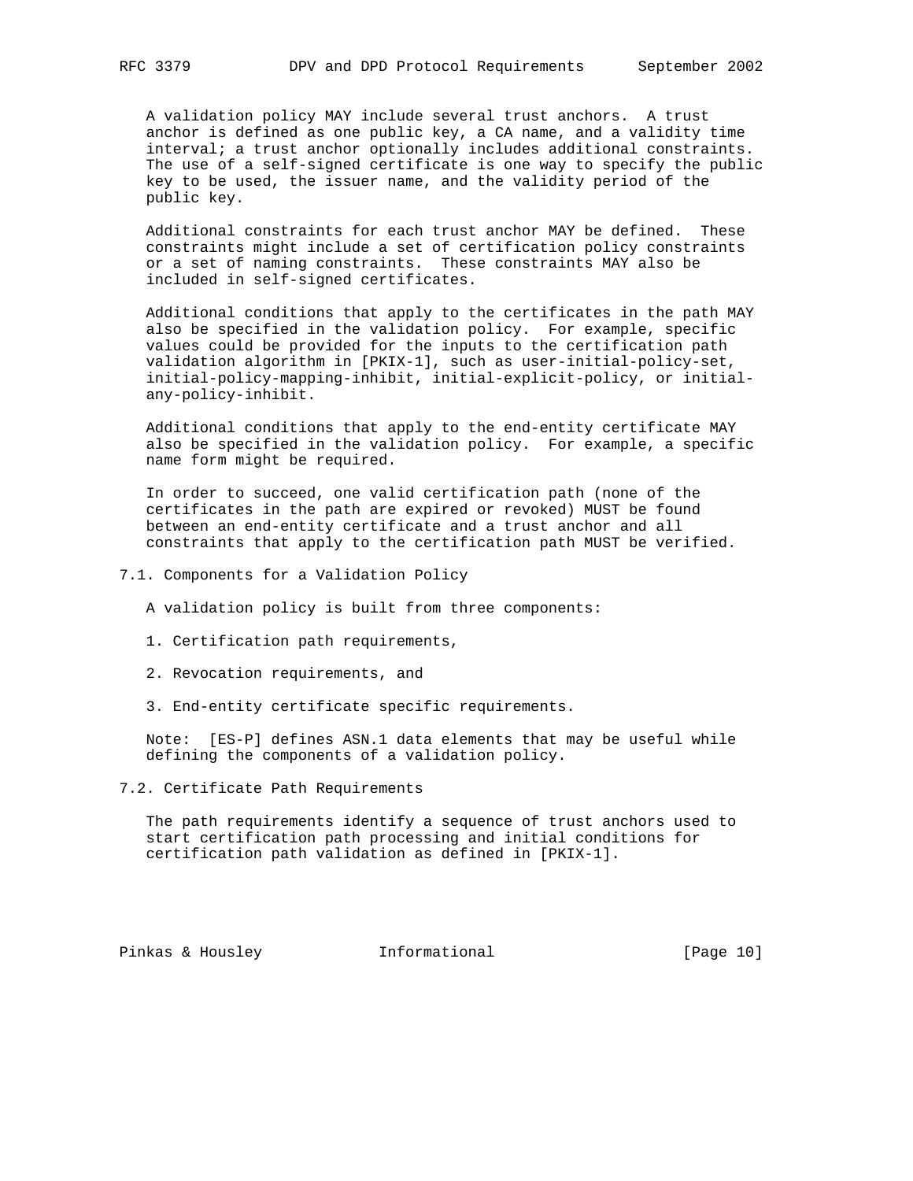A validation policy MAY include several trust anchors. A trust anchor is defined as one public key, a CA name, and a validity time interval; a trust anchor optionally includes additional constraints. The use of a self-signed certificate is one way to specify the public key to be used, the issuer name, and the validity period of the public key.

Additional constraints for each trust anchor MAY be defined. These constraints might include a set of certification policy constraints or a set of naming constraints. These constraints MAY also be included in self-signed certificates.

Additional conditions that apply to the certificates in the path MAY also be specified in the validation policy. For example, specific values could be provided for the inputs to the certification path validation algorithm in [PKIX-1], such as user-initial-policy-set, initial-policy-mapping-inhibit, initial-explicit-policy, or initial-any-policy-inhibit.

Additional conditions that apply to the end-entity certificate MAY also be specified in the validation policy. For example, a specific name form might be required.

In order to succeed, one valid certification path (none of the certificates in the path are expired or revoked) MUST be found between an end-entity certificate and a trust anchor and all constraints that apply to the certification path MUST be verified.

## 7.1. Components for a Validation Policy

A validation policy is built from three components:

1. Certification path requirements,

2. Revocation requirements, and

3. End-entity certificate specific requirements.

Note: [ES-P] defines ASN.1 data elements that may be useful while defining the components of a validation policy.

## 7.2. Certificate Path Requirements

The path requirements identify a sequence of trust anchors used to start certification path processing and initial conditions for certification path validation as defined in [PKIX-1].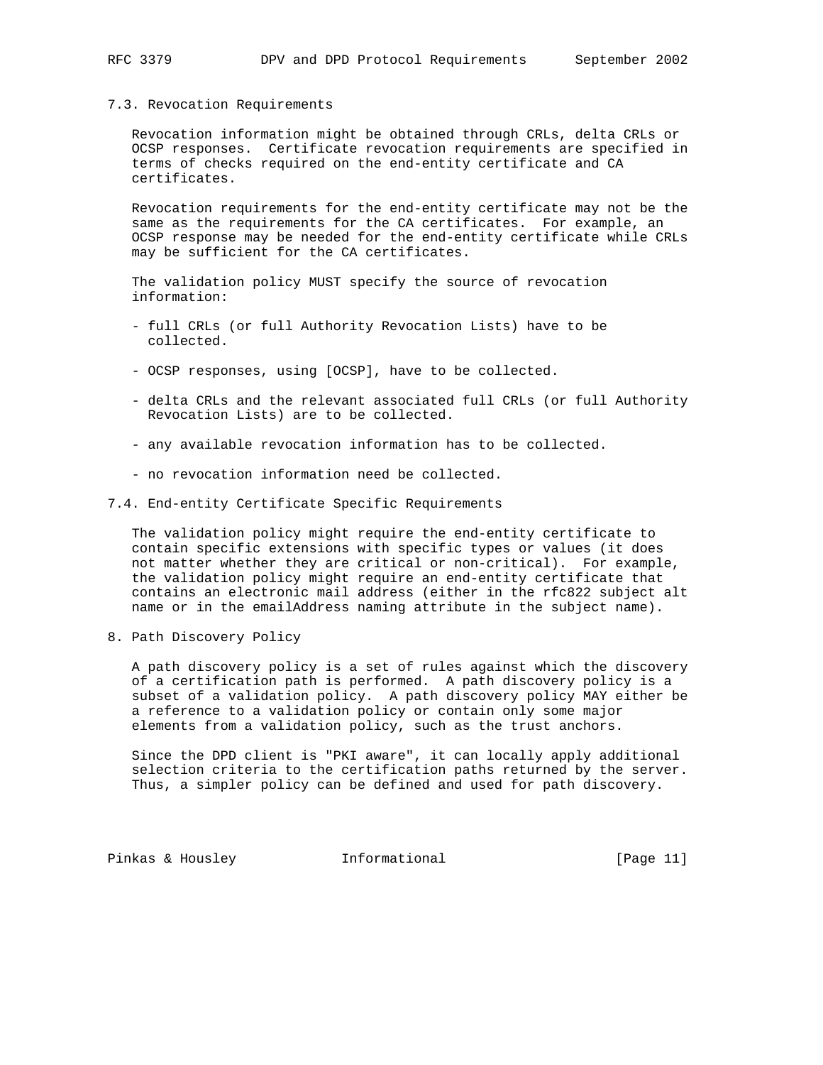### 7.3. Revocation Requirements

Revocation information might be obtained through CRLs, delta CRLs or OCSP responses. Certificate revocation requirements are specified in terms of checks required on the end-entity certificate and CA certificates.

Revocation requirements for the end-entity certificate may not be the same as the requirements for the CA certificates. For example, an OCSP response may be needed for the end-entity certificate while CRLs may be sufficient for the CA certificates.

The validation policy MUST specify the source of revocation information:

- full CRLs (or full Authority Revocation Lists) have to be collected.

- OCSP responses, using [OCSP], have to be collected.

- delta CRLs and the relevant associated full CRLs (or full Authority Revocation Lists) are to be collected.

- any available revocation information has to be collected.

- no revocation information need be collected.

### 7.4. End-entity Certificate Specific Requirements

The validation policy might require the end-entity certificate to contain specific extensions with specific types or values (it does not matter whether they are critical or non-critical). For example, the validation policy might require an end-entity certificate that contains an electronic mail address (either in the rfc822 subject alt name or in the emailAddress naming attribute in the subject name).

## 8. Path Discovery Policy

A path discovery policy is a set of rules against which the discovery of a certification path is performed. A path discovery policy is a subset of a validation policy. A path discovery policy MAY either be a reference to a validation policy or contain only some major elements from a validation policy, such as the trust anchors.

Since the DPD client is "PKI aware", it can locally apply additional selection criteria to the certification paths returned by the server. Thus, a simpler policy can be defined and used for path discovery.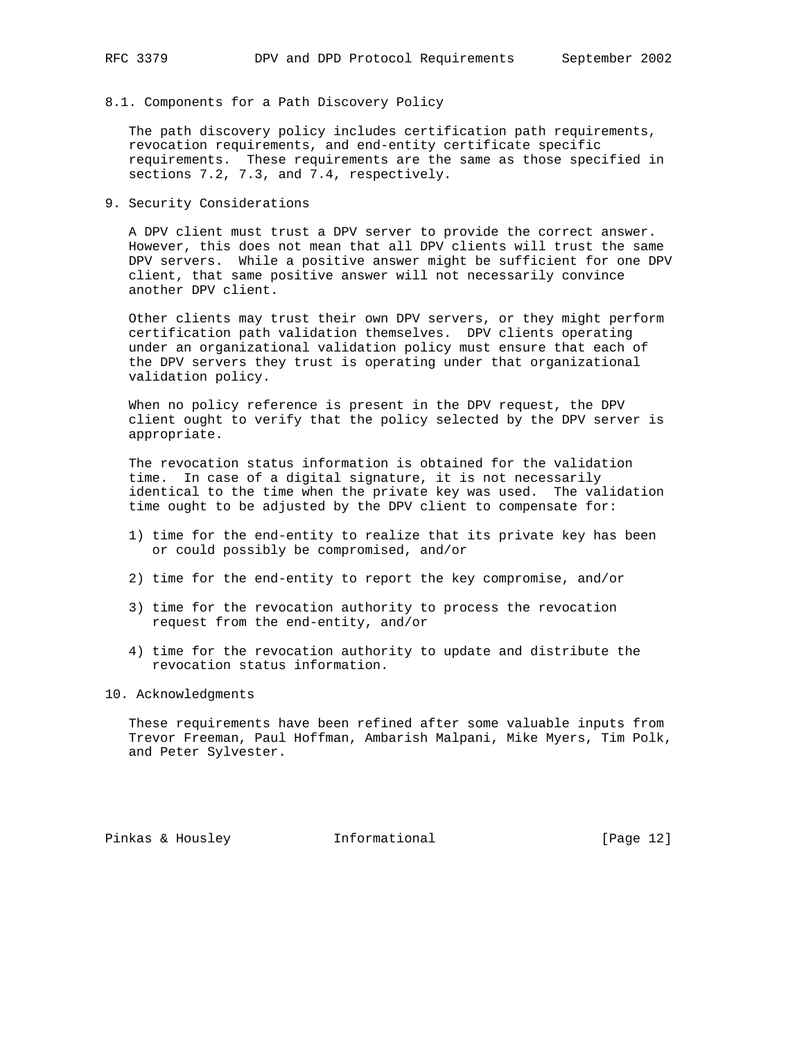### 8.1. Components for a Path Discovery Policy

The path discovery policy includes certification path requirements, revocation requirements, and end-entity certificate specific requirements. These requirements are the same as those specified in sections 7.2, 7.3, and 7.4, respectively.

## 9. Security Considerations

A DPV client must trust a DPV server to provide the correct answer. However, this does not mean that all DPV clients will trust the same DPV servers. While a positive answer might be sufficient for one DPV client, that same positive answer will not necessarily convince another DPV client.

Other clients may trust their own DPV servers, or they might perform certification path validation themselves. DPV clients operating under an organizational validation policy must ensure that each of the DPV servers they trust is operating under that organizational validation policy.

When no policy reference is present in the DPV request, the DPV client ought to verify that the policy selected by the DPV server is appropriate.

The revocation status information is obtained for the validation time. In case of a digital signature, it is not necessarily identical to the time when the private key was used. The validation time ought to be adjusted by the DPV client to compensate for:

1) time for the end-entity to realize that its private key has been or could possibly be compromised, and/or

2) time for the end-entity to report the key compromise, and/or

3) time for the revocation authority to process the revocation request from the end-entity, and/or

4) time for the revocation authority to update and distribute the revocation status information.

## 10. Acknowledgments

These requirements have been refined after some valuable inputs from Trevor Freeman, Paul Hoffman, Ambarish Malpani, Mike Myers, Tim Polk, and Peter Sylvester.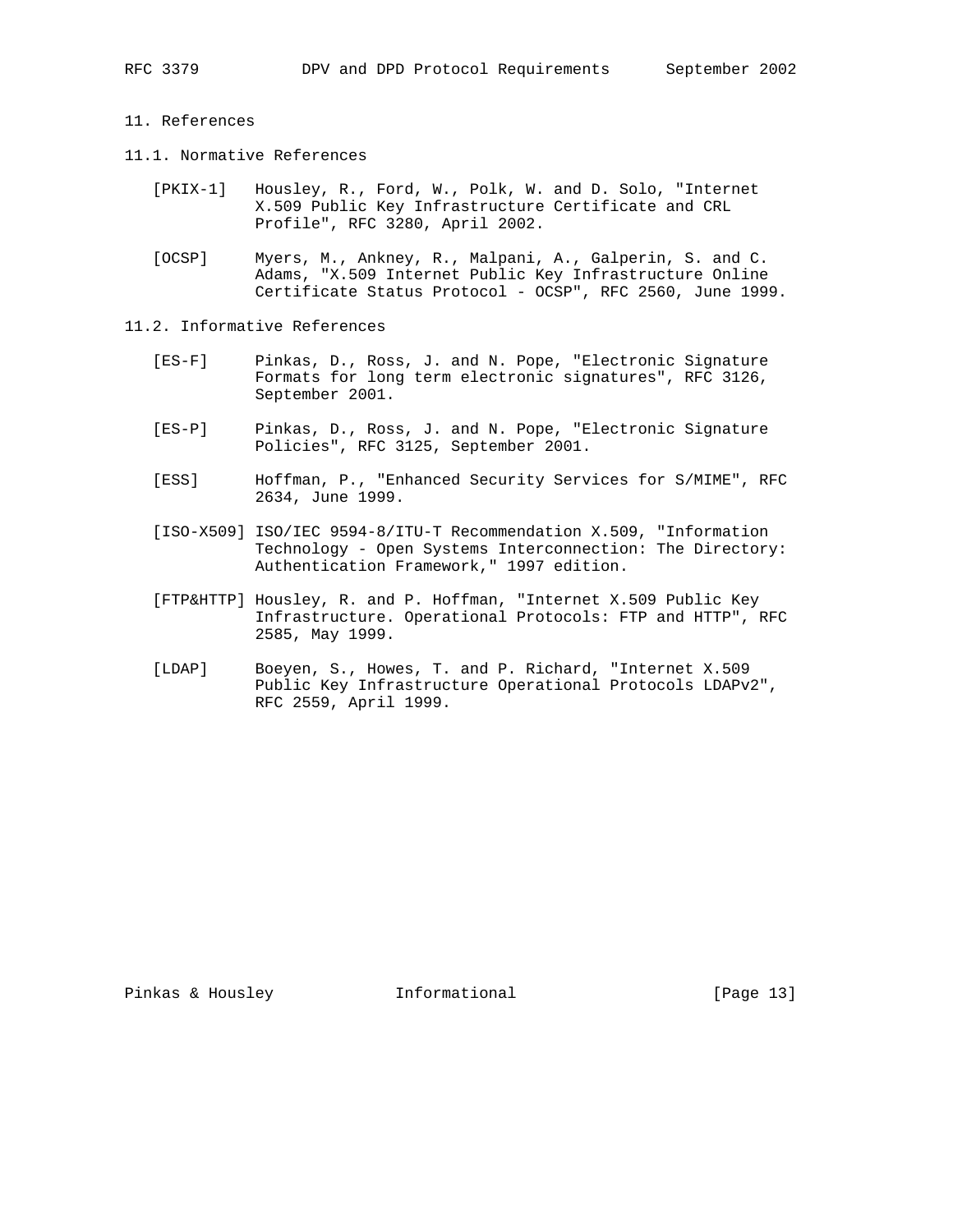## 11. References

### 11.1. Normative References

[PKIX-1] Housley, R., Ford, W., Polk, W. and D. Solo, "Internet X.509 Public Key Infrastructure Certificate and CRL Profile", RFC 3280, April 2002.

[OCSP] Myers, M., Ankney, R., Malpani, A., Galperin, S. and C. Adams, "X.509 Internet Public Key Infrastructure Online Certificate Status Protocol - OCSP", RFC 2560, June 1999.

### 11.2. Informative References

[ES-F] Pinkas, D., Ross, J. and N. Pope, "Electronic Signature Formats for long term electronic signatures", RFC 3126, September 2001.

[ES-P] Pinkas, D., Ross, J. and N. Pope, "Electronic Signature Policies", RFC 3125, September 2001.

[ESS] Hoffman, P., "Enhanced Security Services for S/MIME", RFC 2634, June 1999.

[ISO-X509] ISO/IEC 9594-8/ITU-T Recommendation X.509, "Information Technology - Open Systems Interconnection: The Directory: Authentication Framework," 1997 edition.

[FTP&HTTP] Housley, R. and P. Hoffman, "Internet X.509 Public Key Infrastructure. Operational Protocols: FTP and HTTP", RFC 2585, May 1999.

[LDAP] Boeyen, S., Howes, T. and P. Richard, "Internet X.509 Public Key Infrastructure Operational Protocols LDAPv2", RFC 2559, April 1999.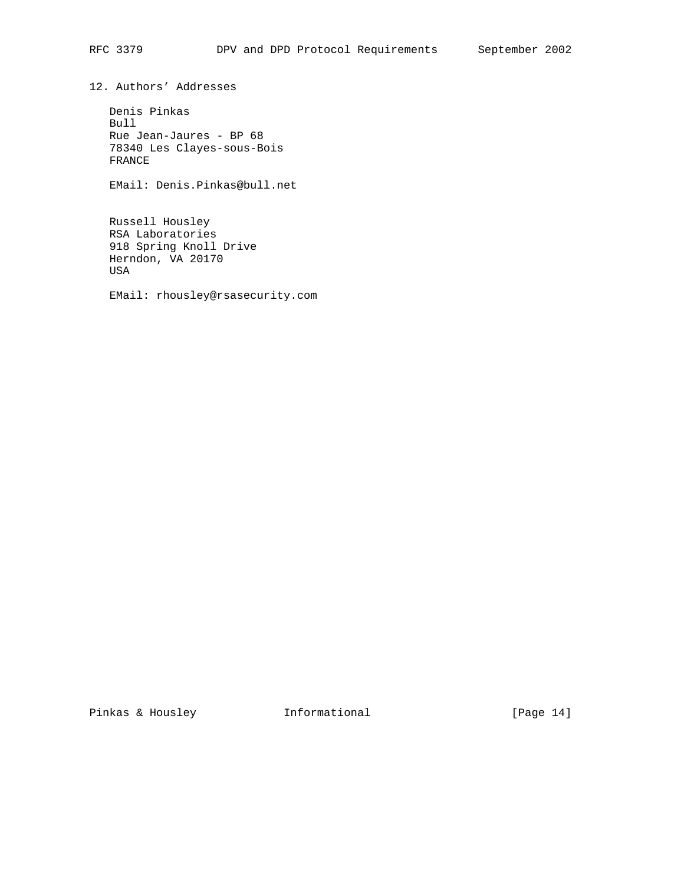## 12. Authors' Addresses

Denis Pinkas
Bull
Rue Jean-Jaures - BP 68
78340 Les Clayes-sous-Bois
FRANCE

EMail: Denis.Pinkas@bull.net

Russell Housley
RSA Laboratories
918 Spring Knoll Drive
Herndon, VA 20170
USA

EMail: rhousley@rsasecurity.com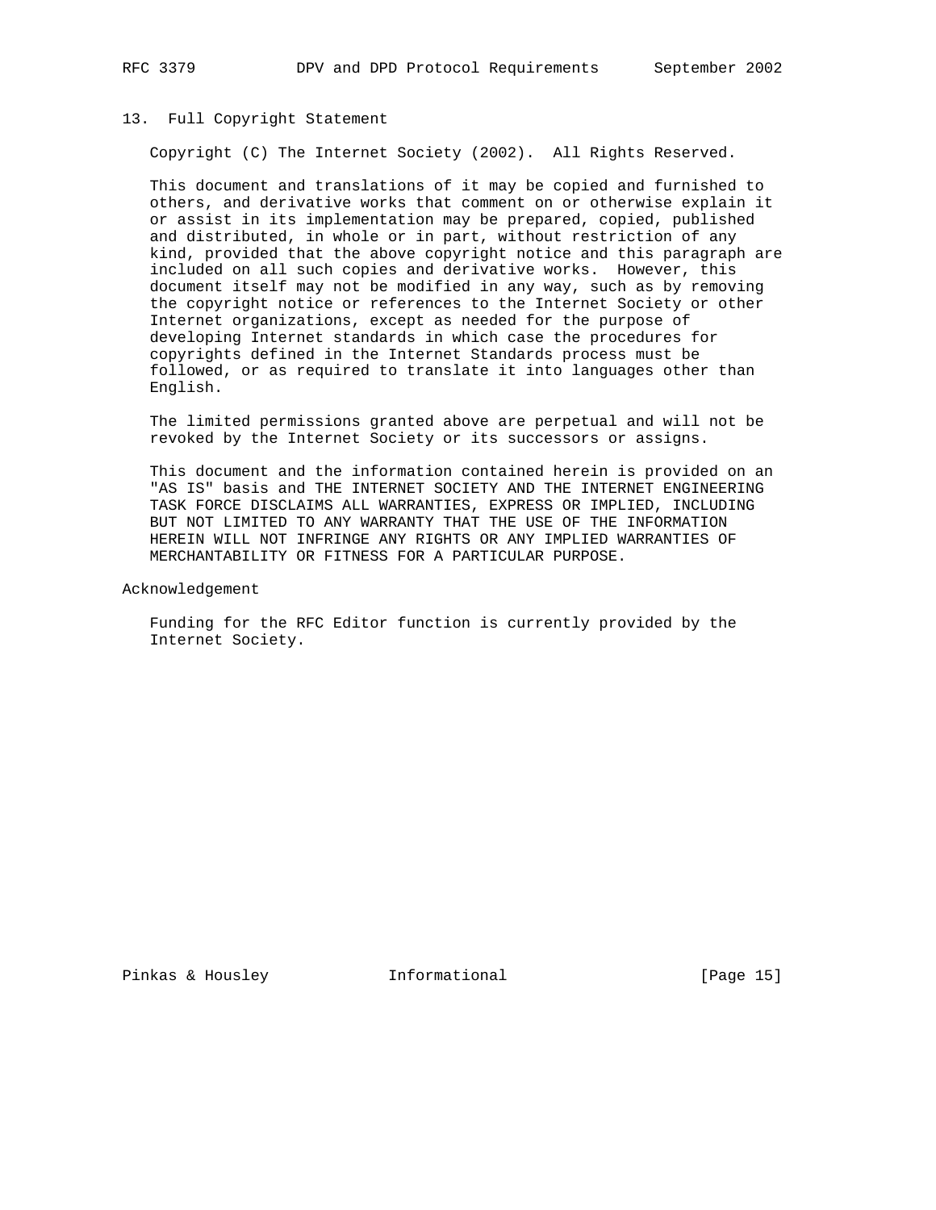## 13. Full Copyright Statement

Copyright (C) The Internet Society (2002). All Rights Reserved.

This document and translations of it may be copied and furnished to others, and derivative works that comment on or otherwise explain it or assist in its implementation may be prepared, copied, published and distributed, in whole or in part, without restriction of any kind, provided that the above copyright notice and this paragraph are included on all such copies and derivative works. However, this document itself may not be modified in any way, such as by removing the copyright notice or references to the Internet Society or other Internet organizations, except as needed for the purpose of developing Internet standards in which case the procedures for copyrights defined in the Internet Standards process must be followed, or as required to translate it into languages other than English.

The limited permissions granted above are perpetual and will not be revoked by the Internet Society or its successors or assigns.

This document and the information contained herein is provided on an "AS IS" basis and THE INTERNET SOCIETY AND THE INTERNET ENGINEERING TASK FORCE DISCLAIMS ALL WARRANTIES, EXPRESS OR IMPLIED, INCLUDING BUT NOT LIMITED TO ANY WARRANTY THAT THE USE OF THE INFORMATION HEREIN WILL NOT INFRINGE ANY RIGHTS OR ANY IMPLIED WARRANTIES OF MERCHANTABILITY OR FITNESS FOR A PARTICULAR PURPOSE.

## Acknowledgement

Funding for the RFC Editor function is currently provided by the Internet Society.